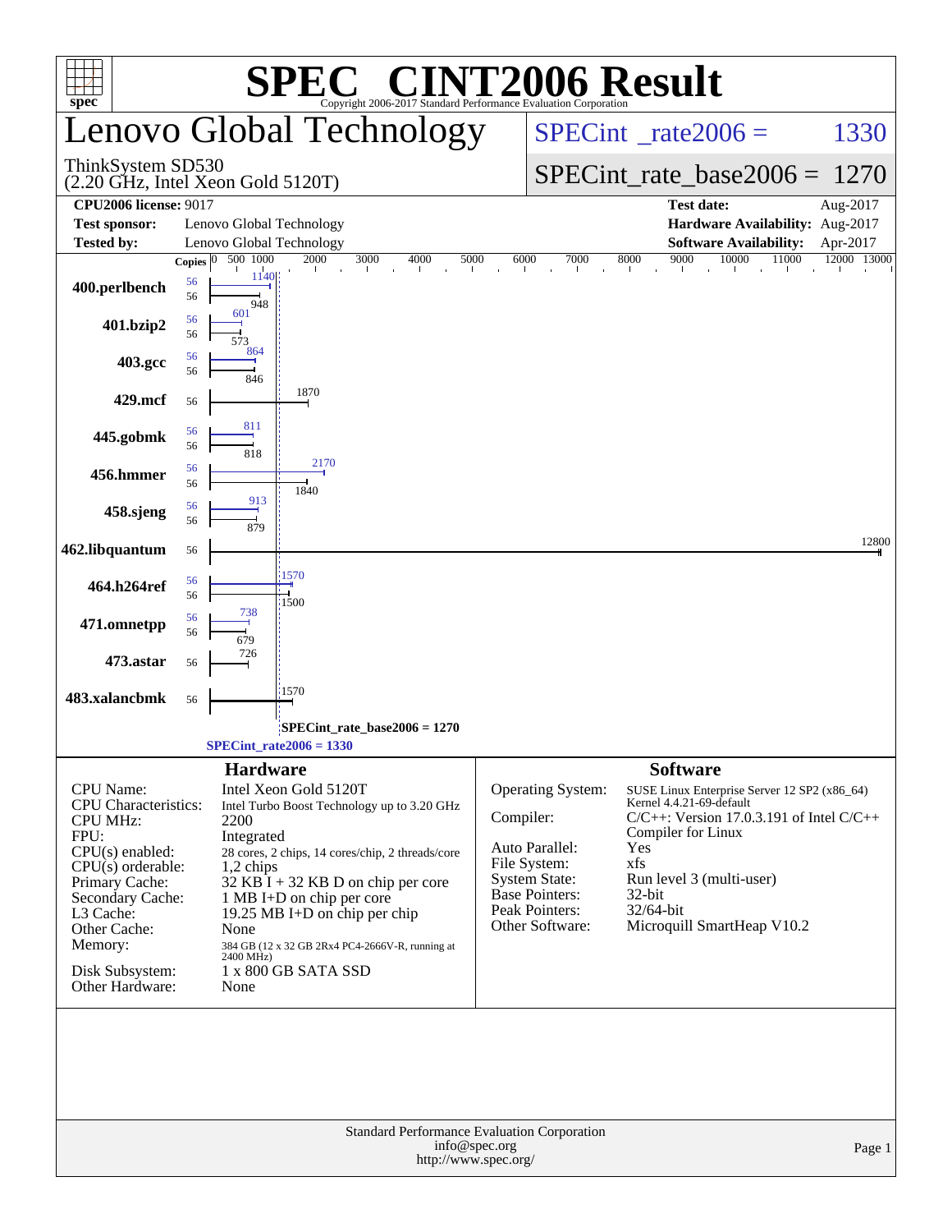# SPEC® CINT2006 Result

Copyright 2006-2017 Standard Performance Evaluation Corporation

## Lenovo Global Technology

ThinkSystem SD530
(2.20 GHz, Intel Xeon Gold 5120T)

SPECint_rate2006 = 1330

SPECint_rate_base2006 = 1270

| | | | |
|---|---|---|---|
| **CPU2006 license:** 9017 | | **Test date:** | Aug-2017 |
| **Test sponsor:** | Lenovo Global Technology | **Hardware Availability:** | Aug-2017 |
| **Tested by:** | Lenovo Global Technology | **Software Availability:** | Apr-2017 |

| Benchmark | Copies (peak) | Peak | Copies (base) | Base |
|---|---|---|---|---|
| 400.perlbench | 56 | 1140 | 56 | 948 |
| 401.bzip2 | 56 | 601 | 56 | 573 |
| 403.gcc | 56 | 864 | 56 | 846 |
| 429.mcf | | | 56 | 1870 |
| 445.gobmk | 56 | 811 | 56 | 818 |
| 456.hmmer | 56 | 2170 | 56 | 1840 |
| 458.sjeng | 56 | 913 | 56 | 879 |
| 462.libquantum | | | 56 | 12800 |
| 464.h264ref | 56 | 1570 | 56 | 1500 |
| 471.omnetpp | 56 | 738 | 56 | 679 |
| 473.astar | | | 56 | 726 |
| 483.xalancbmk | | | 56 | 1570 |

SPECint_rate_base2006 = 1270

SPECint_rate2006 = 1330

### Hardware

| | |
|---|---|
| CPU Name: | Intel Xeon Gold 5120T |
| CPU Characteristics: | Intel Turbo Boost Technology up to 3.20 GHz |
| CPU MHz: | 2200 |
| FPU: | Integrated |
| CPU(s) enabled: | 28 cores, 2 chips, 14 cores/chip, 2 threads/core |
| CPU(s) orderable: | 1,2 chips |
| Primary Cache: | 32 KB I + 32 KB D on chip per core |
| Secondary Cache: | 1 MB I+D on chip per core |
| L3 Cache: | 19.25 MB I+D on chip per chip |
| Other Cache: | None |
| Memory: | 384 GB (12 x 32 GB 2Rx4 PC4-2666V-R, running at 2400 MHz) |
| Disk Subsystem: | 1 x 800 GB SATA SSD |
| Other Hardware: | None |

### Software

| | |
|---|---|
| Operating System: | SUSE Linux Enterprise Server 12 SP2 (x86_64) Kernel 4.4.21-69-default |
| Compiler: | C/C++: Version 17.0.3.191 of Intel C/C++ Compiler for Linux |
| Auto Parallel: | Yes |
| File System: | xfs |
| System State: | Run level 3 (multi-user) |
| Base Pointers: | 32-bit |
| Peak Pointers: | 32/64-bit |
| Other Software: | Microquill SmartHeap V10.2 |

Standard Performance Evaluation Corporation
info@spec.org
http://www.spec.org/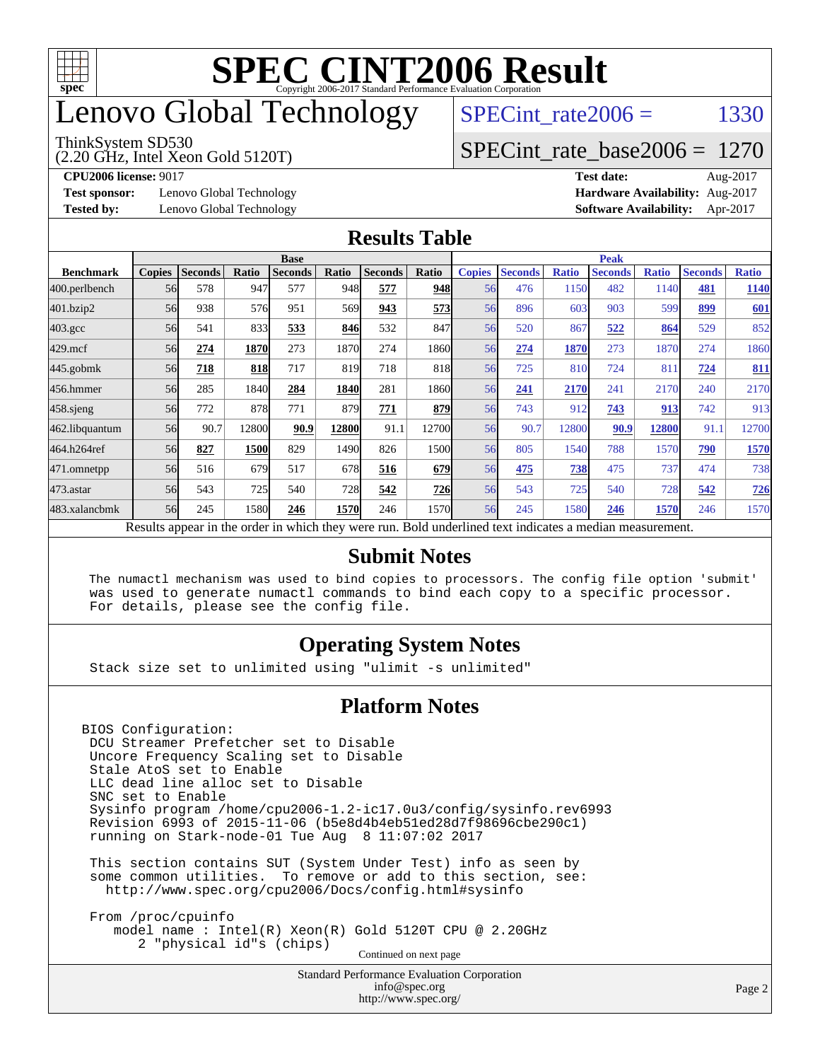# SPEC CINT2006 Result

Copyright 2006-2017 Standard Performance Evaluation Corporation

# Lenovo Global Technology

ThinkSystem SD530
(2.20 GHz, Intel Xeon Gold 5120T)

SPECint_rate2006 = 1330

SPECint_rate_base2006 = 1270

**CPU2006 license:** 9017
**Test sponsor:** Lenovo Global Technology
**Tested by:** Lenovo Global Technology

**Test date:** Aug-2017
**Hardware Availability:** Aug-2017
**Software Availability:** Apr-2017

## Results Table

| | Base | | | | | | | Peak | | | | | | |
|---|---|---|---|---|---|---|---|---|---|---|---|---|---|---|
| **Benchmark** | **Copies** | **Seconds** | **Ratio** | **Seconds** | **Ratio** | **Seconds** | **Ratio** | **Copies** | **Seconds** | **Ratio** | **Seconds** | **Ratio** | **Seconds** | **Ratio** |
| 400.perlbench | 56 | 578 | 947 | 577 | 948 | **577** | **948** | 56 | 476 | 1150 | 482 | 1140 | **481** | **1140** |
| 401.bzip2 | 56 | 938 | 576 | 951 | 569 | **943** | **573** | 56 | 896 | 603 | 903 | 599 | **899** | **601** |
| 403.gcc | 56 | 541 | 833 | **533** | **846** | 532 | 847 | 56 | 520 | 867 | **522** | **864** | 529 | 852 |
| 429.mcf | 56 | **274** | **1870** | 273 | 1870 | 274 | 1860 | 56 | **274** | **1870** | 273 | 1870 | 274 | 1860 |
| 445.gobmk | 56 | **718** | **818** | 717 | 819 | 718 | 818 | 56 | 725 | 810 | 724 | 811 | **724** | **811** |
| 456.hmmer | 56 | 285 | 1840 | **284** | **1840** | 281 | 1860 | 56 | **241** | **2170** | 241 | 2170 | 240 | 2170 |
| 458.sjeng | 56 | 772 | 878 | 771 | 879 | **771** | **879** | 56 | 743 | 912 | **743** | **913** | 742 | 913 |
| 462.libquantum | 56 | 90.7 | 12800 | **90.9** | **12800** | 91.1 | 12700 | 56 | 90.7 | 12800 | **90.9** | **12800** | 91.1 | 12700 |
| 464.h264ref | 56 | **827** | **1500** | 829 | 1490 | 826 | 1500 | 56 | 805 | 1540 | 788 | 1570 | **790** | **1570** |
| 471.omnetpp | 56 | 516 | 679 | 517 | 678 | **516** | **679** | 56 | **475** | **738** | 475 | 737 | 474 | 738 |
| 473.astar | 56 | 543 | 725 | 540 | 728 | **542** | **726** | 56 | 543 | 725 | 540 | 728 | **542** | **726** |
| 483.xalancbmk | 56 | 245 | 1580 | **246** | **1570** | 246 | 1570 | 56 | 245 | 1580 | **246** | **1570** | 246 | 1570 |

Results appear in the order in which they were run. Bold underlined text indicates a median measurement.

## Submit Notes

```
The numactl mechanism was used to bind copies to processors. The config file option 'submit'
was used to generate numactl commands to bind each copy to a specific processor.
For details, please see the config file.
```

## Operating System Notes

```
Stack size set to unlimited using "ulimit -s unlimited"
```

## Platform Notes

```
BIOS Configuration:
 DCU Streamer Prefetcher set to Disable
 Uncore Frequency Scaling set to Disable
 Stale AtoS set to Enable
 LLC dead line alloc set to Disable
 SNC set to Enable
 Sysinfo program /home/cpu2006-1.2-ic17.0u3/config/sysinfo.rev6993
 Revision 6993 of 2015-11-06 (b5e8d4b4eb51ed28d7f98696cbe290c1)
 running on Stark-node-01 Tue Aug  8 11:07:02 2017

 This section contains SUT (System Under Test) info as seen by
 some common utilities.  To remove or add to this section, see:
   http://www.spec.org/cpu2006/Docs/config.html#sysinfo

 From /proc/cpuinfo
    model name : Intel(R) Xeon(R) Gold 5120T CPU @ 2.20GHz
       2 "physical id"s (chips)
```

Continued on next page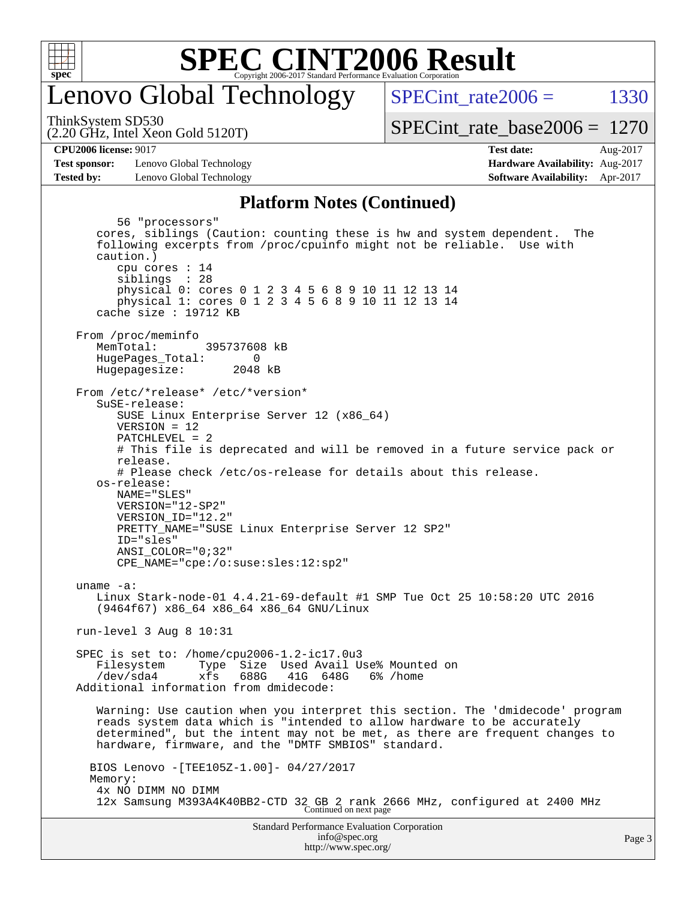# SPEC CINT2006 Result

## Lenovo Global Technology

ThinkSystem SD530
(2.20 GHz, Intel Xeon Gold 5120T)

SPECint_rate2006 = 1330

SPECint_rate_base2006 = 1270

**CPU2006 license:** 9017
**Test sponsor:** Lenovo Global Technology
**Tested by:** Lenovo Global Technology

**Test date:** Aug-2017
**Hardware Availability:** Aug-2017
**Software Availability:** Apr-2017

### Platform Notes (Continued)

```
        56 "processors"
     cores, siblings (Caution: counting these is hw and system dependent.  The
     following excerpts from /proc/cpuinfo might not be reliable.  Use with
     caution.)
        cpu cores : 14
        siblings  : 28
        physical 0: cores 0 1 2 3 4 5 6 8 9 10 11 12 13 14
        physical 1: cores 0 1 2 3 4 5 6 8 9 10 11 12 13 14
     cache size : 19712 KB

  From /proc/meminfo
     MemTotal:       395737608 kB
     HugePages_Total:       0
     Hugepagesize:       2048 kB

  From /etc/*release* /etc/*version*
     SuSE-release:
        SUSE Linux Enterprise Server 12 (x86_64)
        VERSION = 12
        PATCHLEVEL = 2
        # This file is deprecated and will be removed in a future service pack or
        release.
        # Please check /etc/os-release for details about this release.
     os-release:
        NAME="SLES"
        VERSION="12-SP2"
        VERSION_ID="12.2"
        PRETTY_NAME="SUSE Linux Enterprise Server 12 SP2"
        ID="sles"
        ANSI_COLOR="0;32"
        CPE_NAME="cpe:/o:suse:sles:12:sp2"

  uname -a:
     Linux Stark-node-01 4.4.21-69-default #1 SMP Tue Oct 25 10:58:20 UTC 2016
     (9464f67) x86_64 x86_64 x86_64 GNU/Linux

  run-level 3 Aug 8 10:31

  SPEC is set to: /home/cpu2006-1.2-ic17.0u3
     Filesystem     Type  Size  Used Avail Use% Mounted on
     /dev/sda4      xfs   688G   41G  648G   6% /home
  Additional information from dmidecode:

     Warning: Use caution when you interpret this section. The 'dmidecode' program
     reads system data which is "intended to allow hardware to be accurately
     determined", but the intent may not be met, as there are frequent changes to
     hardware, firmware, and the "DMTF SMBIOS" standard.

    BIOS Lenovo -[TEE105Z-1.00]- 04/27/2017
    Memory:
     4x NO DIMM NO DIMM
     12x Samsung M393A4K40BB2-CTD 32 GB 2 rank 2666 MHz, configured at 2400 MHz
```

Continued on next page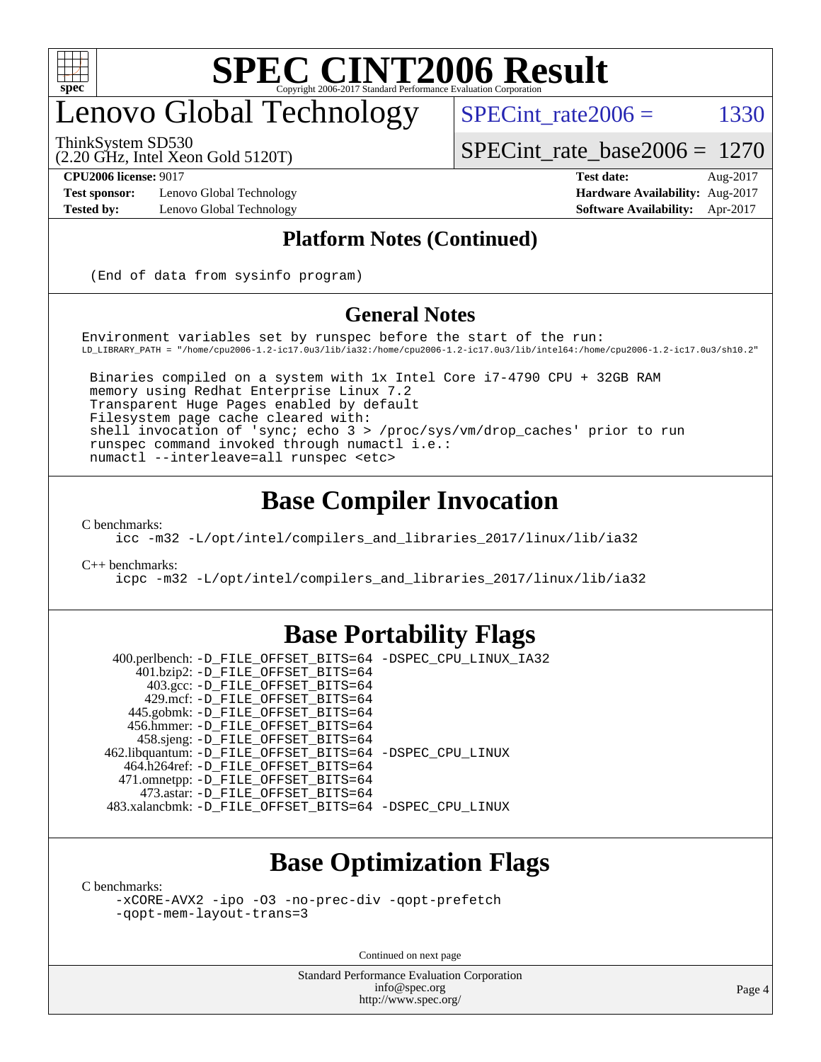# SPEC CINT2006 Result

## Lenovo Global Technology

ThinkSystem SD530
(2.20 GHz, Intel Xeon Gold 5120T)

SPECint_rate2006 = 1330

SPECint_rate_base2006 = 1270

**CPU2006 license:** 9017
**Test sponsor:** Lenovo Global Technology
**Tested by:** Lenovo Global Technology

**Test date:** Aug-2017
**Hardware Availability:** Aug-2017
**Software Availability:** Apr-2017

### Platform Notes (Continued)

```
(End of data from sysinfo program)
```

### General Notes

```
Environment variables set by runspec before the start of the run:
LD_LIBRARY_PATH = "/home/cpu2006-1.2-ic17.0u3/lib/ia32:/home/cpu2006-1.2-ic17.0u3/lib/intel64:/home/cpu2006-1.2-ic17.0u3/sh10.2"

 Binaries compiled on a system with 1x Intel Core i7-4790 CPU + 32GB RAM
 memory using Redhat Enterprise Linux 7.2
 Transparent Huge Pages enabled by default
 Filesystem page cache cleared with:
 shell invocation of 'sync; echo 3 > /proc/sys/vm/drop_caches' prior to run
 runspec command invoked through numactl i.e.:
 numactl --interleave=all runspec <etc>
```

## Base Compiler Invocation

C benchmarks:

```
icc -m32 -L/opt/intel/compilers_and_libraries_2017/linux/lib/ia32
```

C++ benchmarks:

```
icpc -m32 -L/opt/intel/compilers_and_libraries_2017/linux/lib/ia32
```

## Base Portability Flags

```
    400.perlbench: -D_FILE_OFFSET_BITS=64 -DSPEC_CPU_LINUX_IA32
        401.bzip2: -D_FILE_OFFSET_BITS=64
          403.gcc: -D_FILE_OFFSET_BITS=64
          429.mcf: -D_FILE_OFFSET_BITS=64
       445.gobmk: -D_FILE_OFFSET_BITS=64
       456.hmmer: -D_FILE_OFFSET_BITS=64
        458.sjeng: -D_FILE_OFFSET_BITS=64
  462.libquantum: -D_FILE_OFFSET_BITS=64 -DSPEC_CPU_LINUX
     464.h264ref: -D_FILE_OFFSET_BITS=64
     471.omnetpp: -D_FILE_OFFSET_BITS=64
       473.astar: -D_FILE_OFFSET_BITS=64
 483.xalancbmk: -D_FILE_OFFSET_BITS=64 -DSPEC_CPU_LINUX
```

## Base Optimization Flags

C benchmarks:

```
-xCORE-AVX2 -ipo -O3 -no-prec-div -qopt-prefetch
-qopt-mem-layout-trans=3
```

Continued on next page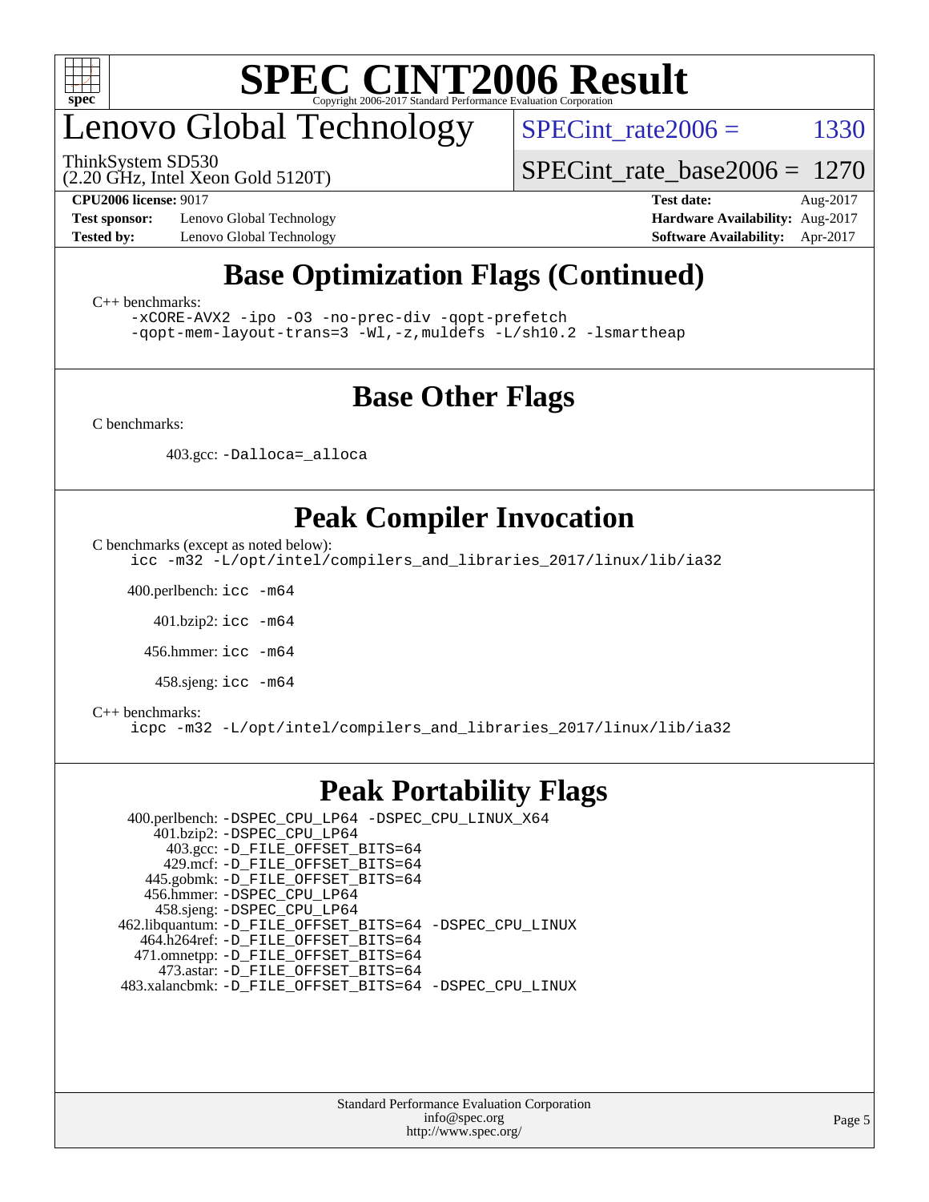# Lenovo Global Technology

ThinkSystem SD530
(2.20 GHz, Intel Xeon Gold 5120T)

SPECint_rate2006 = 1330

SPECint_rate_base2006 = 1270

**CPU2006 license:** 9017
**Test sponsor:** Lenovo Global Technology
**Tested by:** Lenovo Global Technology

**Test date:** Aug-2017
**Hardware Availability:** Aug-2017
**Software Availability:** Apr-2017

## Base Optimization Flags (Continued)

C++ benchmarks:

```
-xCORE-AVX2 -ipo -O3 -no-prec-div -qopt-prefetch
-qopt-mem-layout-trans=3 -Wl,-z,muldefs -L/sh10.2 -lsmartheap
```

## Base Other Flags

C benchmarks:

403.gcc: `-Dalloca=_alloca`

## Peak Compiler Invocation

C benchmarks (except as noted below):

```
icc -m32 -L/opt/intel/compilers_and_libraries_2017/linux/lib/ia32
```

400.perlbench: `icc -m64`

401.bzip2: `icc -m64`

456.hmmer: `icc -m64`

458.sjeng: `icc -m64`

C++ benchmarks:

```
icpc -m32 -L/opt/intel/compilers_and_libraries_2017/linux/lib/ia32
```

## Peak Portability Flags

400.perlbench: `-DSPEC_CPU_LP64 -DSPEC_CPU_LINUX_X64`
401.bzip2: `-DSPEC_CPU_LP64`
403.gcc: `-D_FILE_OFFSET_BITS=64`
429.mcf: `-D_FILE_OFFSET_BITS=64`
445.gobmk: `-D_FILE_OFFSET_BITS=64`
456.hmmer: `-DSPEC_CPU_LP64`
458.sjeng: `-DSPEC_CPU_LP64`
462.libquantum: `-D_FILE_OFFSET_BITS=64 -DSPEC_CPU_LINUX`
464.h264ref: `-D_FILE_OFFSET_BITS=64`
471.omnetpp: `-D_FILE_OFFSET_BITS=64`
473.astar: `-D_FILE_OFFSET_BITS=64`
483.xalancbmk: `-D_FILE_OFFSET_BITS=64 -DSPEC_CPU_LINUX`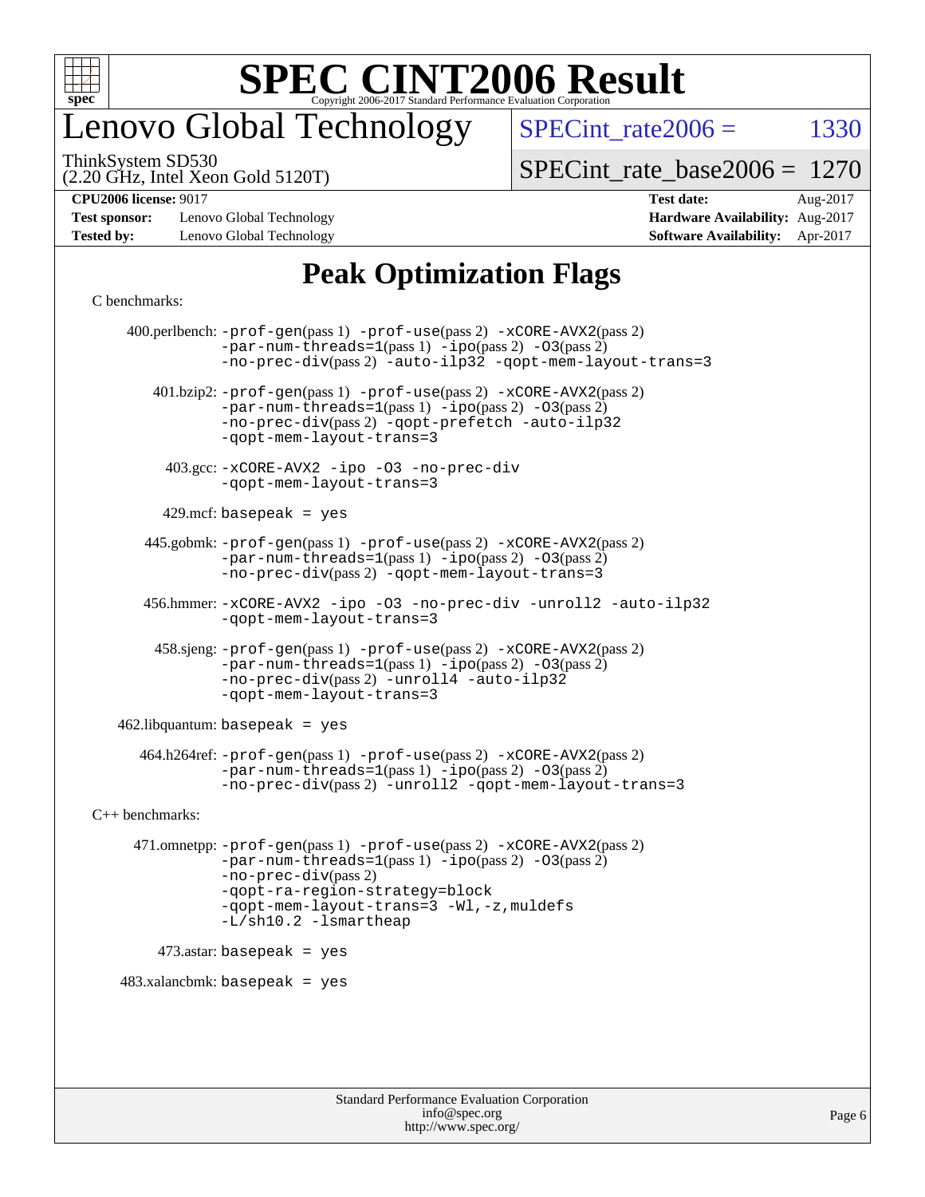# SPEC CINT2006 Result

Copyright 2006-2017 Standard Performance Evaluation Corporation

## Lenovo Global Technology

ThinkSystem SD530
(2.20 GHz, Intel Xeon Gold 5120T)

SPECint_rate2006 = 1330

SPECint_rate_base2006 = 1270

**CPU2006 license:** 9017
**Test sponsor:** Lenovo Global Technology
**Tested by:** Lenovo Global Technology

**Test date:** Aug-2017
**Hardware Availability:** Aug-2017
**Software Availability:** Apr-2017

## Peak Optimization Flags

C benchmarks:

400.perlbench: `-prof-gen`(pass 1) `-prof-use`(pass 2) `-xCORE-AVX2`(pass 2) `-par-num-threads=1`(pass 1) `-ipo`(pass 2) `-O3`(pass 2) `-no-prec-div`(pass 2) `-auto-ilp32` `-qopt-mem-layout-trans=3`

401.bzip2: `-prof-gen`(pass 1) `-prof-use`(pass 2) `-xCORE-AVX2`(pass 2) `-par-num-threads=1`(pass 1) `-ipo`(pass 2) `-O3`(pass 2) `-no-prec-div`(pass 2) `-qopt-prefetch` `-auto-ilp32` `-qopt-mem-layout-trans=3`

403.gcc: `-xCORE-AVX2` `-ipo` `-O3` `-no-prec-div` `-qopt-mem-layout-trans=3`

429.mcf: `basepeak = yes`

445.gobmk: `-prof-gen`(pass 1) `-prof-use`(pass 2) `-xCORE-AVX2`(pass 2) `-par-num-threads=1`(pass 1) `-ipo`(pass 2) `-O3`(pass 2) `-no-prec-div`(pass 2) `-qopt-mem-layout-trans=3`

456.hmmer: `-xCORE-AVX2` `-ipo` `-O3` `-no-prec-div` `-unroll2` `-auto-ilp32` `-qopt-mem-layout-trans=3`

458.sjeng: `-prof-gen`(pass 1) `-prof-use`(pass 2) `-xCORE-AVX2`(pass 2) `-par-num-threads=1`(pass 1) `-ipo`(pass 2) `-O3`(pass 2) `-no-prec-div`(pass 2) `-unroll4` `-auto-ilp32` `-qopt-mem-layout-trans=3`

462.libquantum: `basepeak = yes`

464.h264ref: `-prof-gen`(pass 1) `-prof-use`(pass 2) `-xCORE-AVX2`(pass 2) `-par-num-threads=1`(pass 1) `-ipo`(pass 2) `-O3`(pass 2) `-no-prec-div`(pass 2) `-unroll2` `-qopt-mem-layout-trans=3`

C++ benchmarks:

471.omnetpp: `-prof-gen`(pass 1) `-prof-use`(pass 2) `-xCORE-AVX2`(pass 2) `-par-num-threads=1`(pass 1) `-ipo`(pass 2) `-O3`(pass 2) `-no-prec-div`(pass 2) `-qopt-ra-region-strategy=block` `-qopt-mem-layout-trans=3` `-Wl,-z,muldefs` `-L/sh10.2` `-lsmartheap`

473.astar: `basepeak = yes`

483.xalancbmk: `basepeak = yes`

Standard Performance Evaluation Corporation
info@spec.org
http://www.spec.org/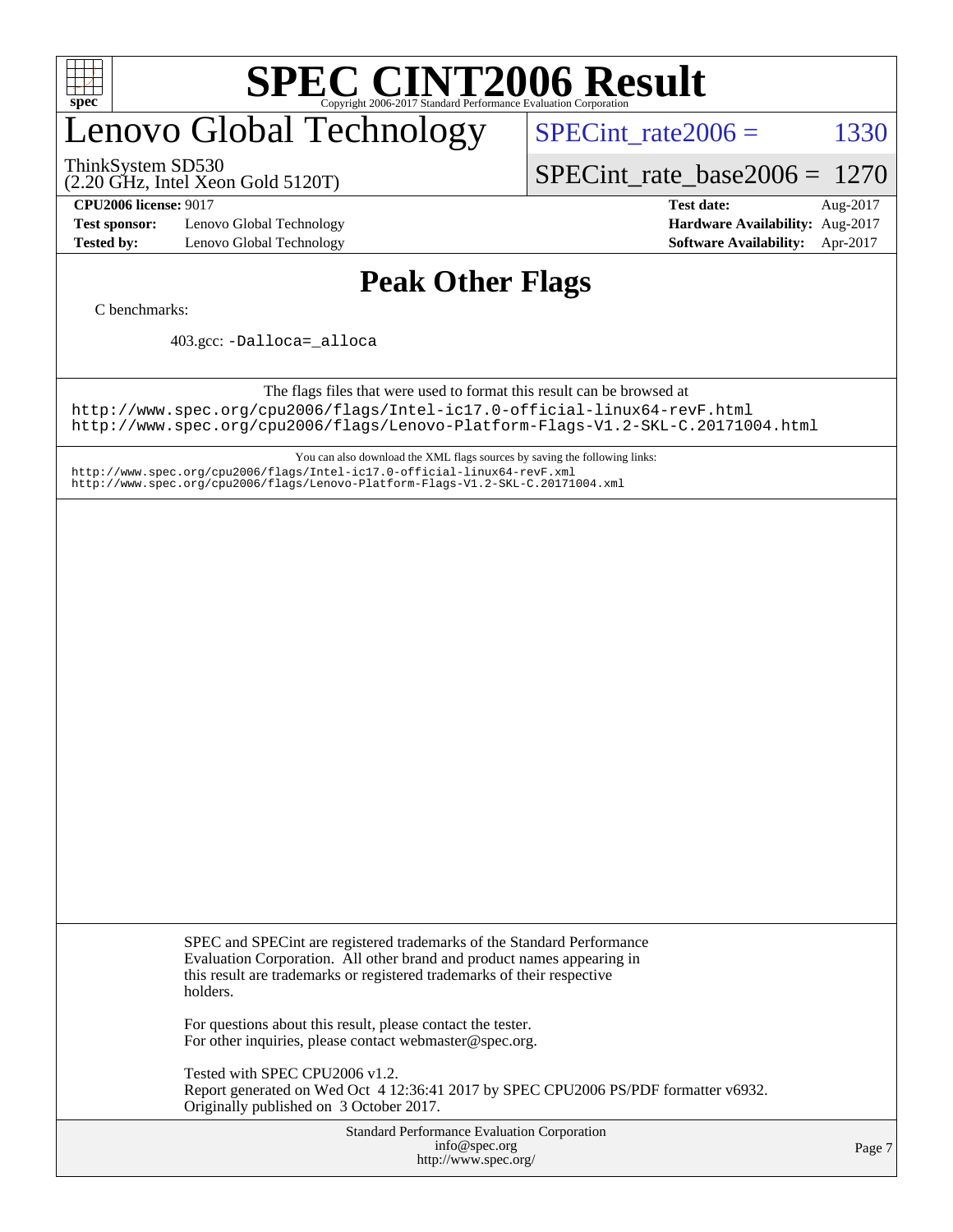# Peak Other Flags

C benchmarks:

403.gcc: -Dalloca=_alloca

The flags files that were used to format this result can be browsed at
http://www.spec.org/cpu2006/flags/Intel-ic17.0-official-linux64-revF.html
http://www.spec.org/cpu2006/flags/Lenovo-Platform-Flags-V1.2-SKL-C.20171004.html

You can also download the XML flags sources by saving the following links:
http://www.spec.org/cpu2006/flags/Intel-ic17.0-official-linux64-revF.xml
http://www.spec.org/cpu2006/flags/Lenovo-Platform-Flags-V1.2-SKL-C.20171004.xml

SPEC and SPECint are registered trademarks of the Standard Performance Evaluation Corporation. All other brand and product names appearing in this result are trademarks or registered trademarks of their respective holders.

For questions about this result, please contact the tester.
For other inquiries, please contact webmaster@spec.org.

Tested with SPEC CPU2006 v1.2.
Report generated on Wed Oct 4 12:36:41 2017 by SPEC CPU2006 PS/PDF formatter v6932.
Originally published on 3 October 2017.